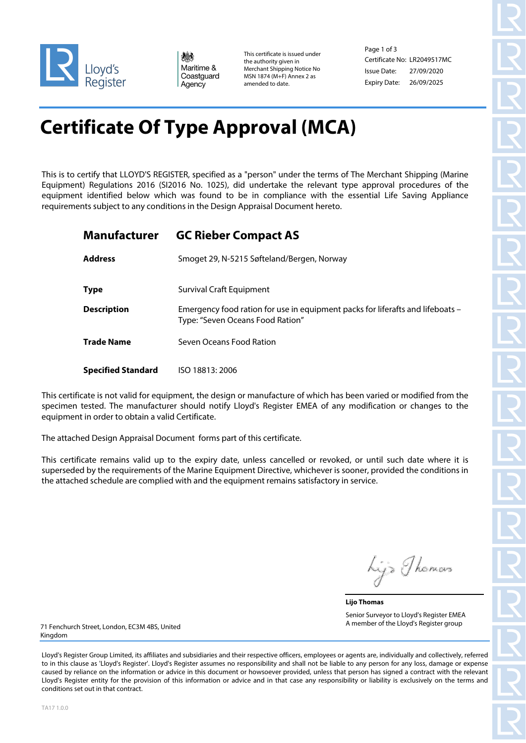Lloyd's Register

Maritime & Coastguard Agency

This certificate is issued under the authority given in Merchant Shipping Notice No MSN 1874 (M+F) Annex 2 as amended to date.

Certificate No: LR2049517MC
Issue Date: 27/09/2020
Expiry Date: 26/09/2025

# Certificate Of Type Approval (MCA)

This is to certify that LLOYD'S REGISTER, specified as a "person" under the terms of The Merchant Shipping (Marine Equipment) Regulations 2016 (SI2016 No. 1025), did undertake the relevant type approval procedures of the equipment identified below which was found to be in compliance with the essential Life Saving Appliance requirements subject to any conditions in the Design Appraisal Document hereto.

| | |
|---|---|
| **Manufacturer** | **GC Rieber Compact AS** |
| **Address** | Smoget 29, N-5215 Søfteland/Bergen, Norway |
| **Type** | Survival Craft Equipment |
| **Description** | Emergency food ration for use in equipment packs for liferafts and lifeboats – Type: "Seven Oceans Food Ration" |
| **Trade Name** | Seven Oceans Food Ration |
| **Specified Standard** | ISO 18813: 2006 |

This certificate is not valid for equipment, the design or manufacture of which has been varied or modified from the specimen tested. The manufacturer should notify Lloyd's Register EMEA of any modification or changes to the equipment in order to obtain a valid Certificate.

The attached Design Appraisal Document forms part of this certificate.

This certificate remains valid up to the expiry date, unless cancelled or revoked, or until such date where it is superseded by the requirements of the Marine Equipment Directive, whichever is sooner, provided the conditions in the attached schedule are complied with and the equipment remains satisfactory in service.

Lijo Thomas

**Lijo Thomas**
Senior Surveyor to Lloyd's Register EMEA
A member of the Lloyd's Register group

71 Fenchurch Street, London, EC3M 4BS, United Kingdom

Lloyd's Register Group Limited, its affiliates and subsidiaries and their respective officers, employees or agents are, individually and collectively, referred to in this clause as 'Lloyd's Register'. Lloyd's Register assumes no responsibility and shall not be liable to any person for any loss, damage or expense caused by reliance on the information or advice in this document or howsoever provided, unless that person has signed a contract with the relevant Lloyd's Register entity for the provision of this information or advice and in that case any responsibility or liability is exclusively on the terms and conditions set out in that contract.

TA17 1.0.0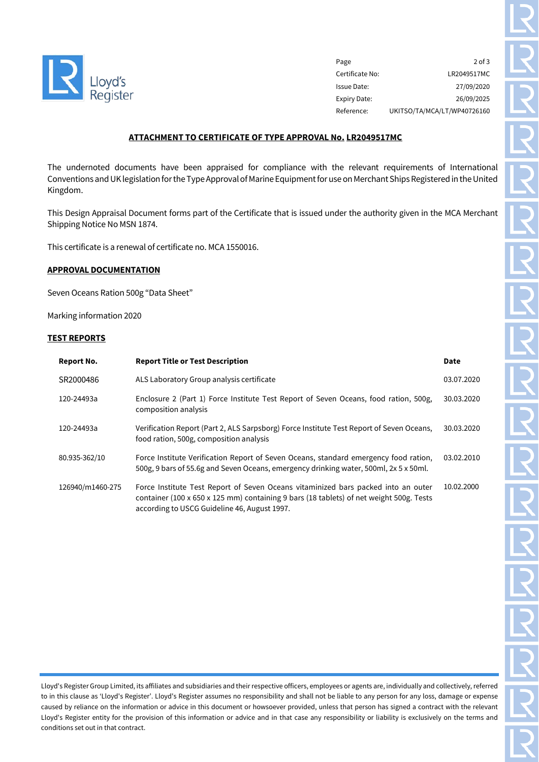| | |
|---|---|
| Page | 2 of 3 |
| Certificate No: | LR2049517MC |
| Issue Date: | 27/09/2020 |
| Expiry Date: | 26/09/2025 |
| Reference: | UKITSO/TA/MCA/LT/WP40726160 |

## ATTACHMENT TO CERTIFICATE OF TYPE APPROVAL No. LR2049517MC

The undernoted documents have been appraised for compliance with the relevant requirements of International Conventions and UK legislation for the Type Approval of Marine Equipment for use on Merchant Ships Registered in the United Kingdom.

This Design Appraisal Document forms part of the Certificate that is issued under the authority given in the MCA Merchant Shipping Notice No MSN 1874.

This certificate is a renewal of certificate no. MCA 1550016.

### APPROVAL DOCUMENTATION

Seven Oceans Ration 500g "Data Sheet"

Marking information 2020

### TEST REPORTS

| Report No. | Report Title or Test Description | Date |
|---|---|---|
| SR2000486 | ALS Laboratory Group analysis certificate | 03.07.2020 |
| 120-24493a | Enclosure 2 (Part 1) Force Institute Test Report of Seven Oceans, food ration, 500g, composition analysis | 30.03.2020 |
| 120-24493a | Verification Report (Part 2, ALS Sarpsborg) Force Institute Test Report of Seven Oceans, food ration, 500g, composition analysis | 30.03.2020 |
| 80.935-362/10 | Force Institute Verification Report of Seven Oceans, standard emergency food ration, 500g, 9 bars of 55.6g and Seven Oceans, emergency drinking water, 500ml, 2x 5 x 50ml. | 03.02.2010 |
| 126940/m1460-275 | Force Institute Test Report of Seven Oceans vitaminized bars packed into an outer container (100 x 650 x 125 mm) containing 9 bars (18 tablets) of net weight 500g. Tests according to USCG Guideline 46, August 1997. | 10.02.2000 |

Lloyd's Register Group Limited, its affiliates and subsidiaries and their respective officers, employees or agents are, individually and collectively, referred to in this clause as 'Lloyd's Register'. Lloyd's Register assumes no responsibility and shall not be liable to any person for any loss, damage or expense caused by reliance on the information or advice in this document or howsoever provided, unless that person has signed a contract with the relevant Lloyd's Register entity for the provision of this information or advice and in that case any responsibility or liability is exclusively on the terms and conditions set out in that contract.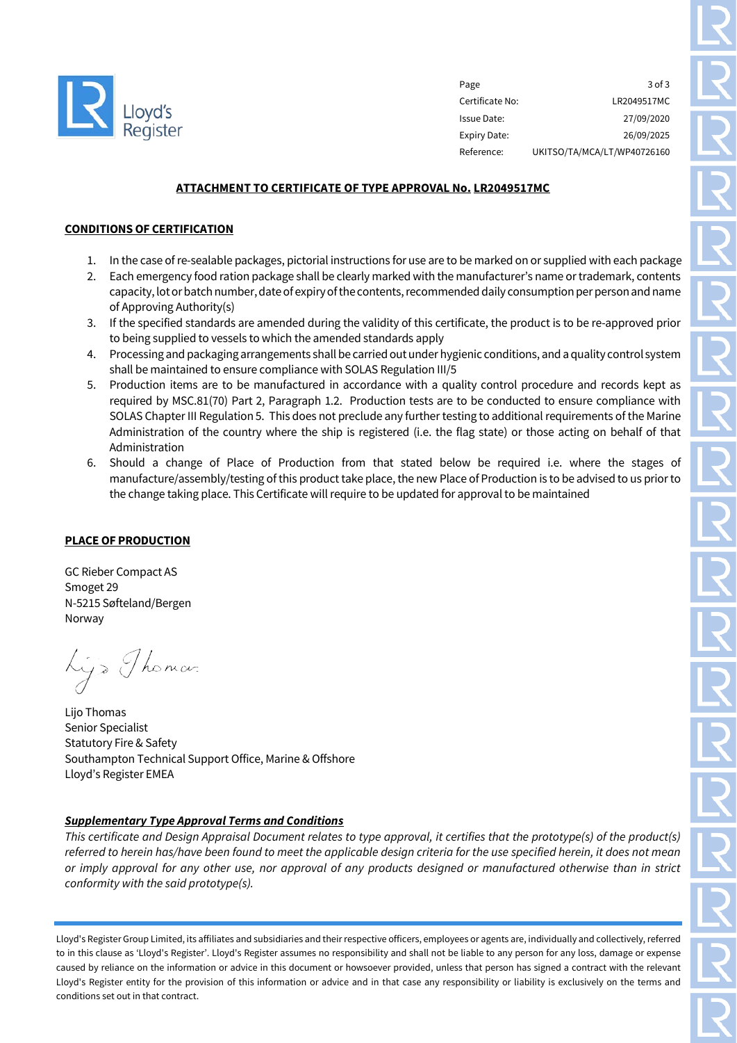| | |
|---|---|
| Certificate No: | LR2049517MC |
| Issue Date: | 27/09/2020 |
| Expiry Date: | 26/09/2025 |
| Reference: | UKITSO/TA/MCA/LT/WP40726160 |

## ATTACHMENT TO CERTIFICATE OF TYPE APPROVAL No. LR2049517MC

### CONDITIONS OF CERTIFICATION

1. In the case of re-sealable packages, pictorial instructions for use are to be marked on or supplied with each package
2. Each emergency food ration package shall be clearly marked with the manufacturer's name or trademark, contents capacity, lot or batch number, date of expiry of the contents, recommended daily consumption per person and name of Approving Authority(s)
3. If the specified standards are amended during the validity of this certificate, the product is to be re-approved prior to being supplied to vessels to which the amended standards apply
4. Processing and packaging arrangements shall be carried out under hygienic conditions, and a quality control system shall be maintained to ensure compliance with SOLAS Regulation III/5
5. Production items are to be manufactured in accordance with a quality control procedure and records kept as required by MSC.81(70) Part 2, Paragraph 1.2. Production tests are to be conducted to ensure compliance with SOLAS Chapter III Regulation 5. This does not preclude any further testing to additional requirements of the Marine Administration of the country where the ship is registered (i.e. the flag state) or those acting on behalf of that Administration
6. Should a change of Place of Production from that stated below be required i.e. where the stages of manufacture/assembly/testing of this product take place, the new Place of Production is to be advised to us prior to the change taking place. This Certificate will require to be updated for approval to be maintained

### PLACE OF PRODUCTION

GC Rieber Compact AS
Smoget 29
N-5215 Søfteland/Bergen
Norway

Lijo Thomas
Senior Specialist
Statutory Fire & Safety
Southampton Technical Support Office, Marine & Offshore
Lloyd's Register EMEA

***Supplementary Type Approval Terms and Conditions***

*This certificate and Design Appraisal Document relates to type approval, it certifies that the prototype(s) of the product(s) referred to herein has/have been found to meet the applicable design criteria for the use specified herein, it does not mean or imply approval for any other use, nor approval of any products designed or manufactured otherwise than in strict conformity with the said prototype(s).*

Lloyd's Register Group Limited, its affiliates and subsidiaries and their respective officers, employees or agents are, individually and collectively, referred to in this clause as 'Lloyd's Register'. Lloyd's Register assumes no responsibility and shall not be liable to any person for any loss, damage or expense caused by reliance on the information or advice in this document or howsoever provided, unless that person has signed a contract with the relevant Lloyd's Register entity for the provision of this information or advice and in that case any responsibility or liability is exclusively on the terms and conditions set out in that contract.